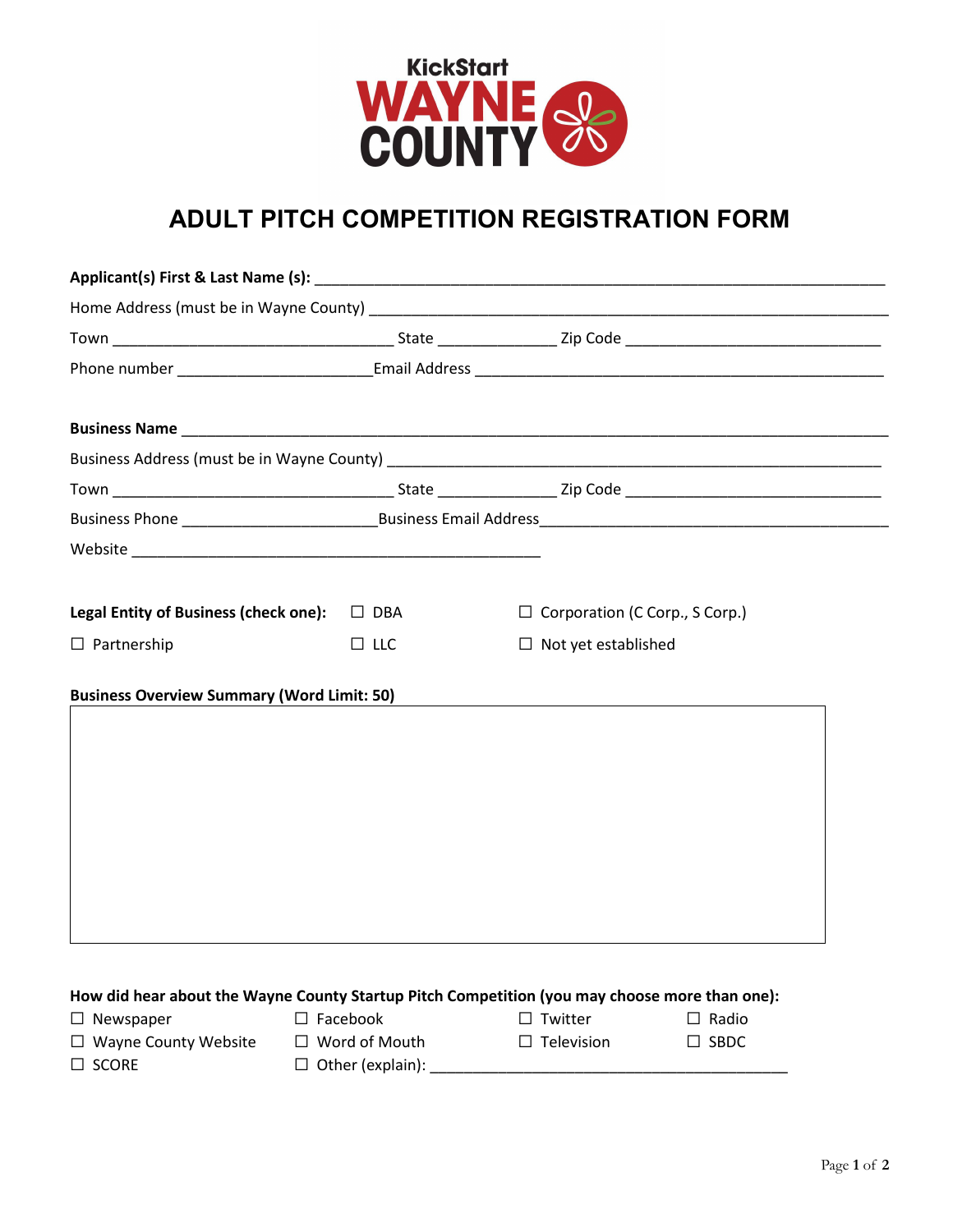KickStart
WAYNE COUNTY

# ADULT PITCH COMPETITION REGISTRATION FORM

**Applicant(s) First & Last Name (s):** ______________________________________________

Home Address (must be in Wayne County) ______________________________________________

Town ______________________ State __________ Zip Code ______________________

Phone number ________________ Email Address ____________________________________

**Business Name** ______________________________________________________________

Business Address (must be in Wayne County) ____________________________________________

Town ______________________ State __________ Zip Code ______________________

Business Phone ________________ Business Email Address ______________________________

Website ____________________________________

**Legal Entity of Business (check one):** ☐ DBA ☐ Corporation (C Corp., S Corp.)

☐ Partnership ☐ LLC ☐ Not yet established

**Business Overview Summary (Word Limit: 50)**

**How did hear about the Wayne County Startup Pitch Competition (you may choose more than one):**

☐ Newspaper ☐ Facebook ☐ Twitter ☐ Radio

☐ Wayne County Website ☐ Word of Mouth ☐ Television ☐ SBDC

☐ SCORE ☐ Other (explain): ______________________________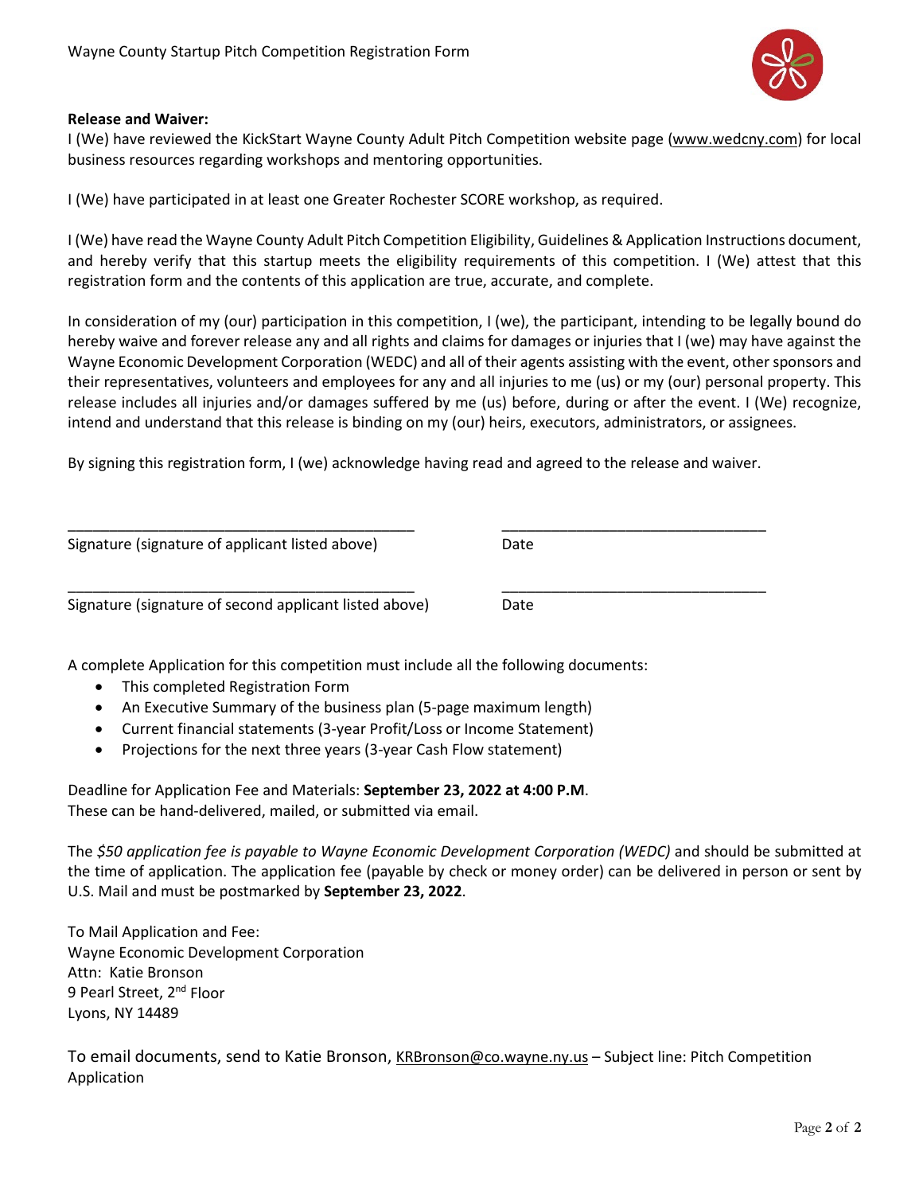**Release and Waiver:**

I (We) have reviewed the KickStart Wayne County Adult Pitch Competition website page (www.wedcny.com) for local business resources regarding workshops and mentoring opportunities.

I (We) have participated in at least one Greater Rochester SCORE workshop, as required.

I (We) have read the Wayne County Adult Pitch Competition Eligibility, Guidelines & Application Instructions document, and hereby verify that this startup meets the eligibility requirements of this competition. I (We) attest that this registration form and the contents of this application are true, accurate, and complete.

In consideration of my (our) participation in this competition, I (we), the participant, intending to be legally bound do hereby waive and forever release any and all rights and claims for damages or injuries that I (we) may have against the Wayne Economic Development Corporation (WEDC) and all of their agents assisting with the event, other sponsors and their representatives, volunteers and employees for any and all injuries to me (us) or my (our) personal property. This release includes all injuries and/or damages suffered by me (us) before, during or after the event. I (We) recognize, intend and understand that this release is binding on my (our) heirs, executors, administrators, or assignees.

By signing this registration form, I (we) acknowledge having read and agreed to the release and waiver.

\_\_\_\_\_\_\_\_\_\_\_\_\_\_\_\_\_\_\_\_\_\_\_\_\_\_\_\_\_\_\_\_\_\_\_\_\_\_\_\_ \_\_\_\_\_\_\_\_\_\_\_\_\_\_\_\_\_\_\_\_\_\_\_\_\_\_\_\_\_\_
Signature (signature of applicant listed above) Date

\_\_\_\_\_\_\_\_\_\_\_\_\_\_\_\_\_\_\_\_\_\_\_\_\_\_\_\_\_\_\_\_\_\_\_\_\_\_\_\_ \_\_\_\_\_\_\_\_\_\_\_\_\_\_\_\_\_\_\_\_\_\_\_\_\_\_\_\_\_\_
Signature (signature of second applicant listed above) Date

A complete Application for this competition must include all the following documents:

- This completed Registration Form
- An Executive Summary of the business plan (5-page maximum length)
- Current financial statements (3-year Profit/Loss or Income Statement)
- Projections for the next three years (3-year Cash Flow statement)

Deadline for Application Fee and Materials: **September 23, 2022 at 4:00 P.M**.
These can be hand-delivered, mailed, or submitted via email.

The *$50 application fee is payable to Wayne Economic Development Corporation (WEDC)* and should be submitted at the time of application. The application fee (payable by check or money order) can be delivered in person or sent by U.S. Mail and must be postmarked by **September 23, 2022**.

To Mail Application and Fee:
Wayne Economic Development Corporation
Attn: Katie Bronson
9 Pearl Street, 2nd Floor
Lyons, NY 14489

To email documents, send to Katie Bronson, KRBronson@co.wayne.ny.us – Subject line: Pitch Competition Application